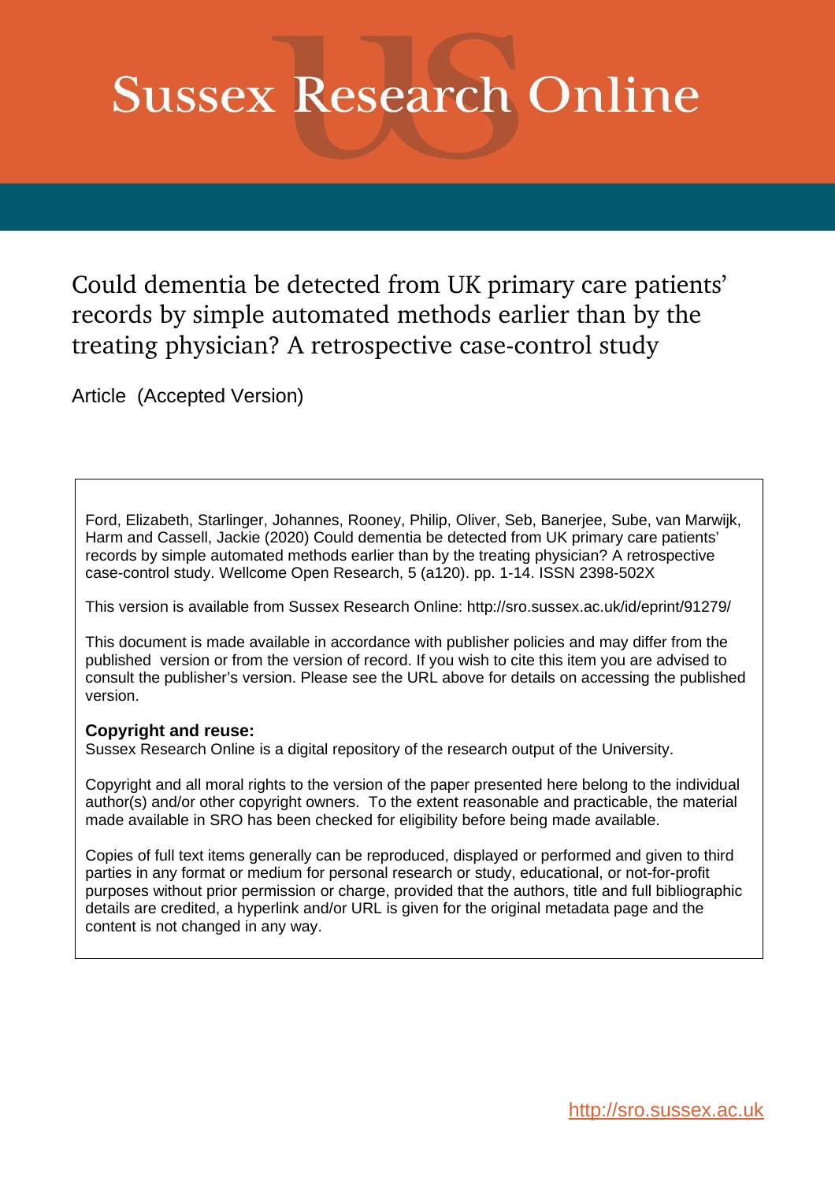# Sussex Research Online

## Could dementia be detected from UK primary care patients' records by simple automated methods earlier than by the treating physician? A retrospective case-control study

Article (Accepted Version)

Ford, Elizabeth, Starlinger, Johannes, Rooney, Philip, Oliver, Seb, Banerjee, Sube, van Marwijk, Harm and Cassell, Jackie (2020) Could dementia be detected from UK primary care patients' records by simple automated methods earlier than by the treating physician? A retrospective case-control study. Wellcome Open Research, 5 (a120). pp. 1-14. ISSN 2398-502X

This version is available from Sussex Research Online: http://sro.sussex.ac.uk/id/eprint/91279/

This document is made available in accordance with publisher policies and may differ from the published version or from the version of record. If you wish to cite this item you are advised to consult the publisher's version. Please see the URL above for details on accessing the published version.

**Copyright and reuse:**
Sussex Research Online is a digital repository of the research output of the University.

Copyright and all moral rights to the version of the paper presented here belong to the individual author(s) and/or other copyright owners. To the extent reasonable and practicable, the material made available in SRO has been checked for eligibility before being made available.

Copies of full text items generally can be reproduced, displayed or performed and given to third parties in any format or medium for personal research or study, educational, or not-for-profit purposes without prior permission or charge, provided that the authors, title and full bibliographic details are credited, a hyperlink and/or URL is given for the original metadata page and the content is not changed in any way.

http://sro.sussex.ac.uk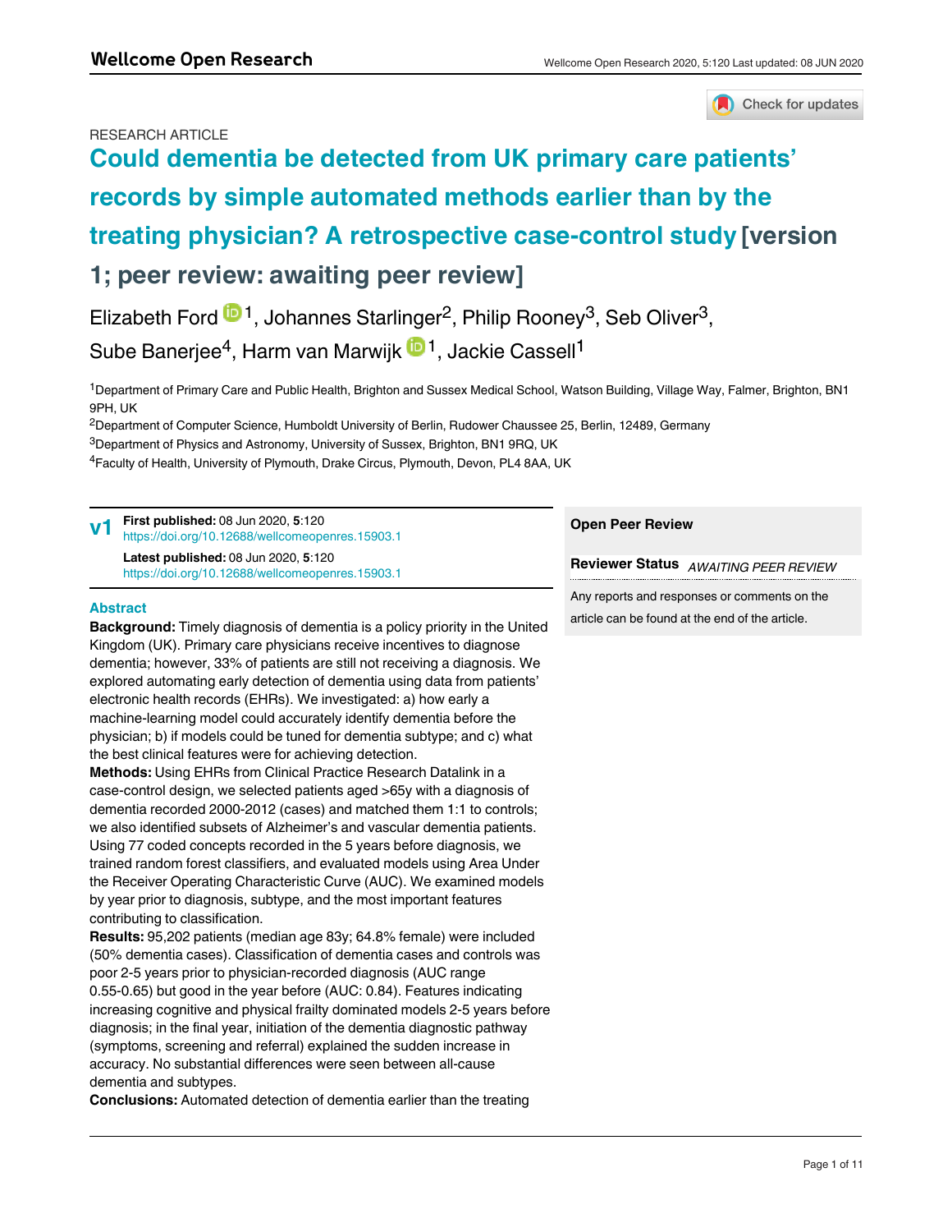RESEARCH ARTICLE

# Could dementia be detected from UK primary care patients' records by simple automated methods earlier than by the treating physician? A retrospective case-control study [version 1; peer review: awaiting peer review]

Elizabeth Ford[1], Johannes Starlinger[2], Philip Rooney[3], Seb Oliver[3], Sube Banerjee[4], Harm van Marwijk[1], Jackie Cassell[1]

[1]Department of Primary Care and Public Health, Brighton and Sussex Medical School, Watson Building, Village Way, Falmer, Brighton, BN1 9PH, UK
[2]Department of Computer Science, Humboldt University of Berlin, Rudower Chaussee 25, Berlin, 12489, Germany
[3]Department of Physics and Astronomy, University of Sussex, Brighton, BN1 9RQ, UK
[4]Faculty of Health, University of Plymouth, Drake Circus, Plymouth, Devon, PL4 8AA, UK

**v1** **First published:** 08 Jun 2020, **5**:120 https://doi.org/10.12688/wellcomeopenres.15903.1
**Latest published:** 08 Jun 2020, **5**:120 https://doi.org/10.12688/wellcomeopenres.15903.1

## Abstract

**Background:** Timely diagnosis of dementia is a policy priority in the United Kingdom (UK). Primary care physicians receive incentives to diagnose dementia; however, 33% of patients are still not receiving a diagnosis. We explored automating early detection of dementia using data from patients' electronic health records (EHRs). We investigated: a) how early a machine-learning model could accurately identify dementia before the physician; b) if models could be tuned for dementia subtype; and c) what the best clinical features were for achieving detection.

**Methods:** Using EHRs from Clinical Practice Research Datalink in a case-control design, we selected patients aged >65y with a diagnosis of dementia recorded 2000-2012 (cases) and matched them 1:1 to controls; we also identified subsets of Alzheimer's and vascular dementia patients. Using 77 coded concepts recorded in the 5 years before diagnosis, we trained random forest classifiers, and evaluated models using Area Under the Receiver Operating Characteristic Curve (AUC). We examined models by year prior to diagnosis, subtype, and the most important features contributing to classification.

**Results:** 95,202 patients (median age 83y; 64.8% female) were included (50% dementia cases). Classification of dementia cases and controls was poor 2-5 years prior to physician-recorded diagnosis (AUC range 0.55-0.65) but good in the year before (AUC: 0.84). Features indicating increasing cognitive and physical frailty dominated models 2-5 years before diagnosis; in the final year, initiation of the dementia diagnostic pathway (symptoms, screening and referral) explained the sudden increase in accuracy. No substantial differences were seen between all-cause dementia and subtypes.

**Conclusions:** Automated detection of dementia earlier than the treating

**Open Peer Review**

**Reviewer Status** *AWAITING PEER REVIEW*

Any reports and responses or comments on the article can be found at the end of the article.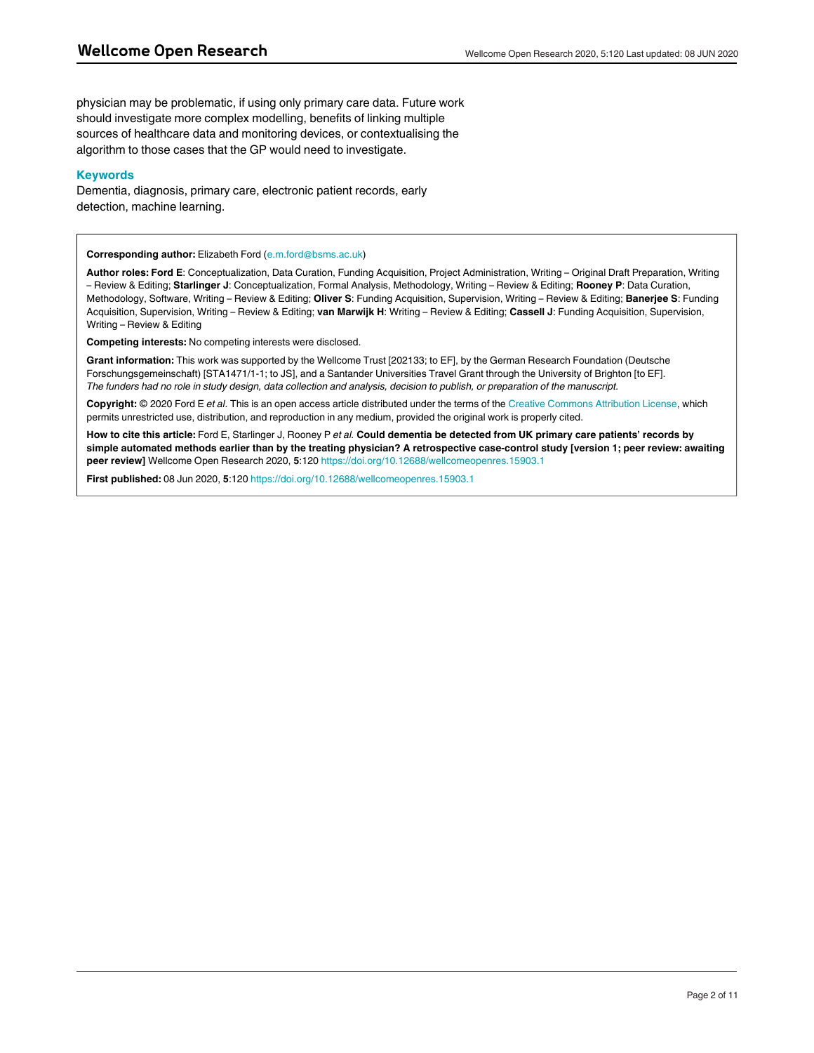physician may be problematic, if using only primary care data. Future work should investigate more complex modelling, benefits of linking multiple sources of healthcare data and monitoring devices, or contextualising the algorithm to those cases that the GP would need to investigate.

### Keywords

Dementia, diagnosis, primary care, electronic patient records, early detection, machine learning.

**Corresponding author:** Elizabeth Ford (e.m.ford@bsms.ac.uk)

**Author roles: Ford E**: Conceptualization, Data Curation, Funding Acquisition, Project Administration, Writing – Original Draft Preparation, Writing – Review & Editing; **Starlinger J**: Conceptualization, Formal Analysis, Methodology, Writing – Review & Editing; **Rooney P**: Data Curation, Methodology, Software, Writing – Review & Editing; **Oliver S**: Funding Acquisition, Supervision, Writing – Review & Editing; **Banerjee S**: Funding Acquisition, Supervision, Writing – Review & Editing; **van Marwijk H**: Writing – Review & Editing; **Cassell J**: Funding Acquisition, Supervision, Writing – Review & Editing

**Competing interests:** No competing interests were disclosed.

**Grant information:** This work was supported by the Wellcome Trust [202133; to EF], by the German Research Foundation (Deutsche Forschungsgemeinschaft) [STA1471/1-1; to JS], and a Santander Universities Travel Grant through the University of Brighton [to EF].
*The funders had no role in study design, data collection and analysis, decision to publish, or preparation of the manuscript.*

**Copyright:** © 2020 Ford E *et al*. This is an open access article distributed under the terms of the Creative Commons Attribution License, which permits unrestricted use, distribution, and reproduction in any medium, provided the original work is properly cited.

**How to cite this article:** Ford E, Starlinger J, Rooney P *et al.* **Could dementia be detected from UK primary care patients' records by simple automated methods earlier than by the treating physician? A retrospective case-control study [version 1; peer review: awaiting peer review]** Wellcome Open Research 2020, **5**:120 https://doi.org/10.12688/wellcomeopenres.15903.1

**First published:** 08 Jun 2020, **5**:120 https://doi.org/10.12688/wellcomeopenres.15903.1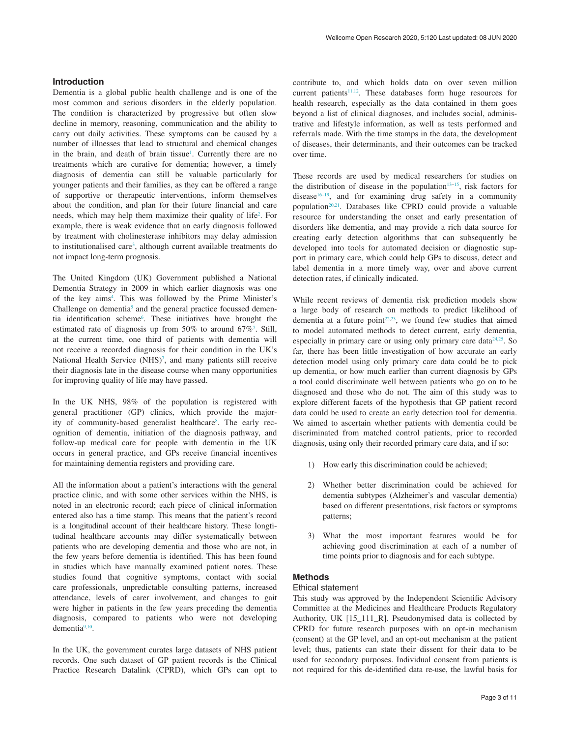## Introduction

Dementia is a global public health challenge and is one of the most common and serious disorders in the elderly population. The condition is characterized by progressive but often slow decline in memory, reasoning, communication and the ability to carry out daily activities. These symptoms can be caused by a number of illnesses that lead to structural and chemical changes in the brain, and death of brain tissue[1]. Currently there are no treatments which are curative for dementia; however, a timely diagnosis of dementia can still be valuable particularly for younger patients and their families, as they can be offered a range of supportive or therapeutic interventions, inform themselves about the condition, and plan for their future financial and care needs, which may help them maximize their quality of life[2]. For example, there is weak evidence that an early diagnosis followed by treatment with cholinesterase inhibitors may delay admission to institutionalised care[3], although current available treatments do not impact long-term prognosis.

The United Kingdom (UK) Government published a National Dementia Strategy in 2009 in which earlier diagnosis was one of the key aims[4]. This was followed by the Prime Minister's Challenge on dementia[5] and the general practice focussed dementia identification scheme[6]. These initiatives have brought the estimated rate of diagnosis up from 50% to around 67%[7]. Still, at the current time, one third of patients with dementia will not receive a recorded diagnosis for their condition in the UK's National Health Service (NHS)[7], and many patients still receive their diagnosis late in the disease course when many opportunities for improving quality of life may have passed.

In the UK NHS, 98% of the population is registered with general practitioner (GP) clinics, which provide the majority of community-based generalist healthcare[8]. The early recognition of dementia, initiation of the diagnosis pathway, and follow-up medical care for people with dementia in the UK occurs in general practice, and GPs receive financial incentives for maintaining dementia registers and providing care.

All the information about a patient's interactions with the general practice clinic, and with some other services within the NHS, is noted in an electronic record; each piece of clinical information entered also has a time stamp. This means that the patient's record is a longitudinal account of their healthcare history. These longitudinal healthcare accounts may differ systematically between patients who are developing dementia and those who are not, in the few years before dementia is identified. This has been found in studies which have manually examined patient notes. These studies found that cognitive symptoms, contact with social care professionals, unpredictable consulting patterns, increased attendance, levels of carer involvement, and changes to gait were higher in patients in the few years preceding the dementia diagnosis, compared to patients who were not developing dementia[9,10].

In the UK, the government curates large datasets of NHS patient records. One such dataset of GP patient records is the Clinical Practice Research Datalink (CPRD), which GPs can opt to contribute to, and which holds data on over seven million current patients[11,12]. These databases form huge resources for health research, especially as the data contained in them goes beyond a list of clinical diagnoses, and includes social, administrative and lifestyle information, as well as tests performed and referrals made. With the time stamps in the data, the development of diseases, their determinants, and their outcomes can be tracked over time.

These records are used by medical researchers for studies on the distribution of disease in the population[13–15], risk factors for disease[16–19], and for examining drug safety in a community population[20,21]. Databases like CPRD could provide a valuable resource for understanding the onset and early presentation of disorders like dementia, and may provide a rich data source for creating early detection algorithms that can subsequently be developed into tools for automated decision or diagnostic support in primary care, which could help GPs to discuss, detect and label dementia in a more timely way, over and above current detection rates, if clinically indicated.

While recent reviews of dementia risk prediction models show a large body of research on methods to predict likelihood of dementia at a future point[22,23], we found few studies that aimed to model automated methods to detect current, early dementia, especially in primary care or using only primary care data[24,25]. So far, there has been little investigation of how accurate an early detection model using only primary care data could be to pick up dementia, or how much earlier than current diagnosis by GPs a tool could discriminate well between patients who go on to be diagnosed and those who do not. The aim of this study was to explore different facets of the hypothesis that GP patient record data could be used to create an early detection tool for dementia. We aimed to ascertain whether patients with dementia could be discriminated from matched control patients, prior to recorded diagnosis, using only their recorded primary care data, and if so:

1) How early this discrimination could be achieved;

2) Whether better discrimination could be achieved for dementia subtypes (Alzheimer's and vascular dementia) based on different presentations, risk factors or symptoms patterns;

3) What the most important features would be for achieving good discrimination at each of a number of time points prior to diagnosis and for each subtype.

## Methods

### Ethical statement

This study was approved by the Independent Scientific Advisory Committee at the Medicines and Healthcare Products Regulatory Authority, UK [15_111_R]. Pseudonymised data is collected by CPRD for future research purposes with an opt-in mechanism (consent) at the GP level, and an opt-out mechanism at the patient level; thus, patients can state their dissent for their data to be used for secondary purposes. Individual consent from patients is not required for this de-identified data re-use, the lawful basis for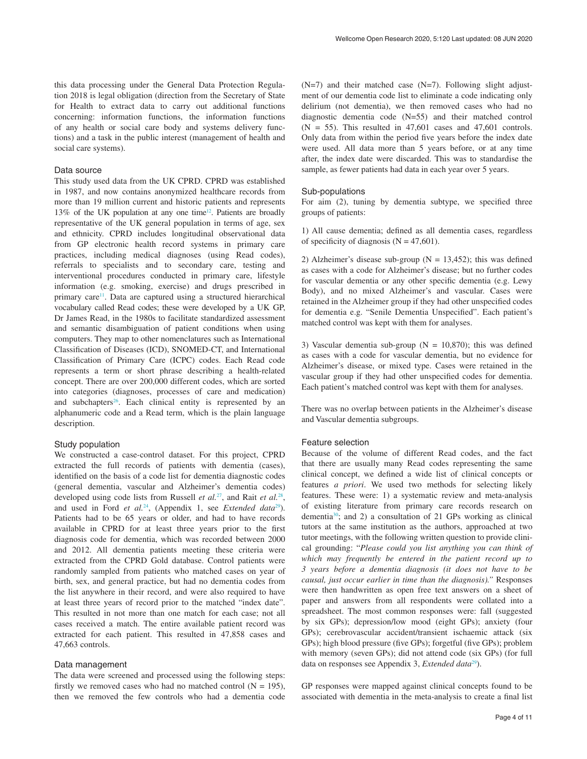this data processing under the General Data Protection Regulation 2018 is legal obligation (direction from the Secretary of State for Health to extract data to carry out additional functions concerning: information functions, the information functions of any health or social care body and systems delivery functions) and a task in the public interest (management of health and social care systems).

### Data source

This study used data from the UK CPRD. CPRD was established in 1987, and now contains anonymized healthcare records from more than 19 million current and historic patients and represents 13% of the UK population at any one time[12]. Patients are broadly representative of the UK general population in terms of age, sex and ethnicity. CPRD includes longitudinal observational data from GP electronic health record systems in primary care practices, including medical diagnoses (using Read codes), referrals to specialists and to secondary care, testing and interventional procedures conducted in primary care, lifestyle information (e.g. smoking, exercise) and drugs prescribed in primary care[11]. Data are captured using a structured hierarchical vocabulary called Read codes; these were developed by a UK GP, Dr James Read, in the 1980s to facilitate standardized assessment and semantic disambiguation of patient conditions when using computers. They map to other nomenclatures such as International Classification of Diseases (ICD), SNOMED-CT, and International Classification of Primary Care (ICPC) codes. Each Read code represents a term or short phrase describing a health-related concept. There are over 200,000 different codes, which are sorted into categories (diagnoses, processes of care and medication) and subchapters[26]. Each clinical entity is represented by an alphanumeric code and a Read term, which is the plain language description.

### Study population

We constructed a case-control dataset. For this project, CPRD extracted the full records of patients with dementia (cases), identified on the basis of a code list for dementia diagnostic codes (general dementia, vascular and Alzheimer's dementia codes) developed using code lists from Russell *et al.*[27], and Rait *et al.*[28], and used in Ford *et al.*[24], (Appendix 1, see *Extended data*[29]). Patients had to be 65 years or older, and had to have records available in CPRD for at least three years prior to the first diagnosis code for dementia, which was recorded between 2000 and 2012. All dementia patients meeting these criteria were extracted from the CPRD Gold database. Control patients were randomly sampled from patients who matched cases on year of birth, sex, and general practice, but had no dementia codes from the list anywhere in their record, and were also required to have at least three years of record prior to the matched "index date". This resulted in not more than one match for each case; not all cases received a match. The entire available patient record was extracted for each patient. This resulted in 47,858 cases and 47,663 controls.

### Data management

The data were screened and processed using the following steps: firstly we removed cases who had no matched control (N = 195), then we removed the few controls who had a dementia code (N=7) and their matched case (N=7). Following slight adjustment of our dementia code list to eliminate a code indicating only delirium (not dementia), we then removed cases who had no diagnostic dementia code (N=55) and their matched control (N = 55). This resulted in 47,601 cases and 47,601 controls. Only data from within the period five years before the index date were used. All data more than 5 years before, or at any time after, the index date were discarded. This was to standardise the sample, as fewer patients had data in each year over 5 years.

### Sub-populations

For aim (2), tuning by dementia subtype, we specified three groups of patients:

1) All cause dementia; defined as all dementia cases, regardless of specificity of diagnosis (N = 47,601).

2) Alzheimer's disease sub-group (N = 13,452); this was defined as cases with a code for Alzheimer's disease; but no further codes for vascular dementia or any other specific dementia (e.g. Lewy Body), and no mixed Alzheimer's and vascular. Cases were retained in the Alzheimer group if they had other unspecified codes for dementia e.g. "Senile Dementia Unspecified". Each patient's matched control was kept with them for analyses.

3) Vascular dementia sub-group (N = 10,870); this was defined as cases with a code for vascular dementia, but no evidence for Alzheimer's disease, or mixed type. Cases were retained in the vascular group if they had other unspecified codes for dementia. Each patient's matched control was kept with them for analyses.

There was no overlap between patients in the Alzheimer's disease and Vascular dementia subgroups.

### Feature selection

Because of the volume of different Read codes, and the fact that there are usually many Read codes representing the same clinical concept, we defined a wide list of clinical concepts or features *a priori*. We used two methods for selecting likely features. These were: 1) a systematic review and meta-analysis of existing literature from primary care records research on dementia[30]; and 2) a consultation of 21 GPs working as clinical tutors at the same institution as the authors, approached at two tutor meetings, with the following written question to provide clinical grounding: "*Please could you list anything you can think of which may frequently be entered in the patient record up to 3 years before a dementia diagnosis (it does not have to be causal, just occur earlier in time than the diagnosis).*" Responses were then handwritten as open free text answers on a sheet of paper and answers from all respondents were collated into a spreadsheet. The most common responses were: fall (suggested by six GPs); depression/low mood (eight GPs); anxiety (four GPs); cerebrovascular accident/transient ischaemic attack (six GPs); high blood pressure (five GPs); forgetful (five GPs); problem with memory (seven GPs); did not attend code (six GPs) (for full data on responses see Appendix 3, *Extended data*[29]).

GP responses were mapped against clinical concepts found to be associated with dementia in the meta-analysis to create a final list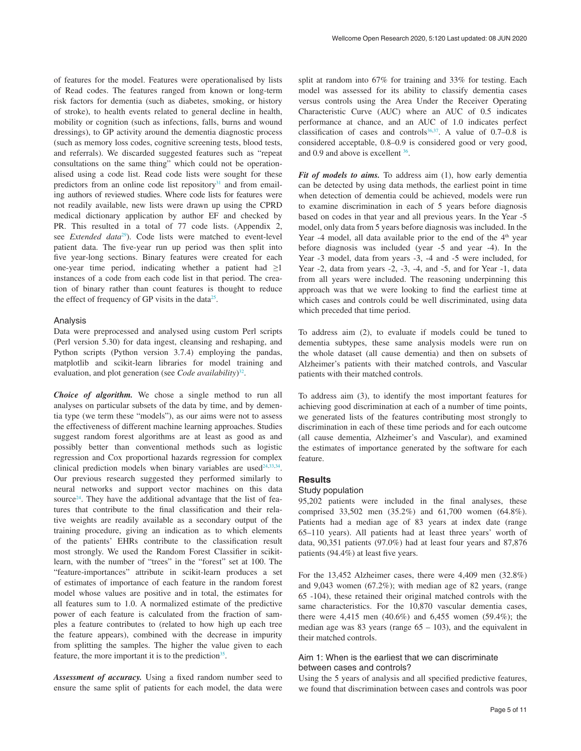of features for the model. Features were operationalised by lists of Read codes. The features ranged from known or long-term risk factors for dementia (such as diabetes, smoking, or history of stroke), to health events related to general decline in health, mobility or cognition (such as infections, falls, burns and wound dressings), to GP activity around the dementia diagnostic process (such as memory loss codes, cognitive screening tests, blood tests, and referrals). We discarded suggested features such as "repeat consultations on the same thing" which could not be operationalised using a code list. Read code lists were sought for these predictors from an online code list repository[31] and from emailing authors of reviewed studies. Where code lists for features were not readily available, new lists were drawn up using the CPRD medical dictionary application by author EF and checked by PR. This resulted in a total of 77 code lists. (Appendix 2, see *Extended data*[29]). Code lists were matched to event-level patient data. The five-year run up period was then split into five year-long sections. Binary features were created for each one-year time period, indicating whether a patient had ≥1 instances of a code from each code list in that period. The creation of binary rather than count features is thought to reduce the effect of frequency of GP visits in the data[25].

### Analysis

Data were preprocessed and analysed using custom Perl scripts (Perl version 5.30) for data ingest, cleansing and reshaping, and Python scripts (Python version 3.7.4) employing the pandas, matplotlib and scikit-learn libraries for model training and evaluation, and plot generation (see *Code availability*)[32].

***Choice of algorithm.*** We chose a single method to run all analyses on particular subsets of the data by time, and by dementia type (we term these "models"), as our aims were not to assess the effectiveness of different machine learning approaches. Studies suggest random forest algorithms are at least as good as and possibly better than conventional methods such as logistic regression and Cox proportional hazards regression for complex clinical prediction models when binary variables are used[24,33,34]. Our previous research suggested they performed similarly to neural networks and support vector machines on this data source[24]. They have the additional advantage that the list of features that contribute to the final classification and their relative weights are readily available as a secondary output of the training procedure, giving an indication as to which elements of the patients' EHRs contribute to the classification result most strongly. We used the Random Forest Classifier in scikit-learn, with the number of "trees" in the "forest" set at 100. The "feature-importances" attribute in scikit-learn produces a set of estimates of importance of each feature in the random forest model whose values are positive and in total, the estimates for all features sum to 1.0. A normalized estimate of the predictive power of each feature is calculated from the fraction of samples a feature contributes to (related to how high up each tree the feature appears), combined with the decrease in impurity from splitting the samples. The higher the value given to each feature, the more important it is to the prediction[35].

***Assessment of accuracy.*** Using a fixed random number seed to ensure the same split of patients for each model, the data were split at random into 67% for training and 33% for testing. Each model was assessed for its ability to classify dementia cases versus controls using the Area Under the Receiver Operating Characteristic Curve (AUC) where an AUC of 0.5 indicates performance at chance, and an AUC of 1.0 indicates perfect classification of cases and controls[36,37]. A value of 0.7–0.8 is considered acceptable, 0.8–0.9 is considered good or very good, and 0.9 and above is excellent [36].

***Fit of models to aims.*** To address aim (1), how early dementia can be detected by using data methods, the earliest point in time when detection of dementia could be achieved, models were run to examine discrimination in each of 5 years before diagnosis based on codes in that year and all previous years. In the Year -5 model, only data from 5 years before diagnosis was included. In the Year -4 model, all data available prior to the end of the 4th year before diagnosis was included (year -5 and year -4). In the Year -3 model, data from years -3, -4 and -5 were included, for Year -2, data from years -2, -3, -4, and -5, and for Year -1, data from all years were included. The reasoning underpinning this approach was that we were looking to find the earliest time at which cases and controls could be well discriminated, using data which preceded that time period.

To address aim (2), to evaluate if models could be tuned to dementia subtypes, these same analysis models were run on the whole dataset (all cause dementia) and then on subsets of Alzheimer's patients with their matched controls, and Vascular patients with their matched controls.

To address aim (3), to identify the most important features for achieving good discrimination at each of a number of time points, we generated lists of the features contributing most strongly to discrimination in each of these time periods and for each outcome (all cause dementia, Alzheimer's and Vascular), and examined the estimates of importance generated by the software for each feature.

## Results

### Study population

95,202 patients were included in the final analyses, these comprised 33,502 men (35.2%) and 61,700 women (64.8%). Patients had a median age of 83 years at index date (range 65–110 years). All patients had at least three years' worth of data, 90,351 patients (97.0%) had at least four years and 87,876 patients (94.4%) at least five years.

For the 13,452 Alzheimer cases, there were 4,409 men (32.8%) and 9,043 women (67.2%); with median age of 82 years, (range 65 -104), these retained their original matched controls with the same characteristics. For the 10,870 vascular dementia cases, there were 4,415 men (40.6%) and 6,455 women (59.4%); the median age was 83 years (range 65 – 103), and the equivalent in their matched controls.

### Aim 1: When is the earliest that we can discriminate between cases and controls?

Using the 5 years of analysis and all specified predictive features, we found that discrimination between cases and controls was poor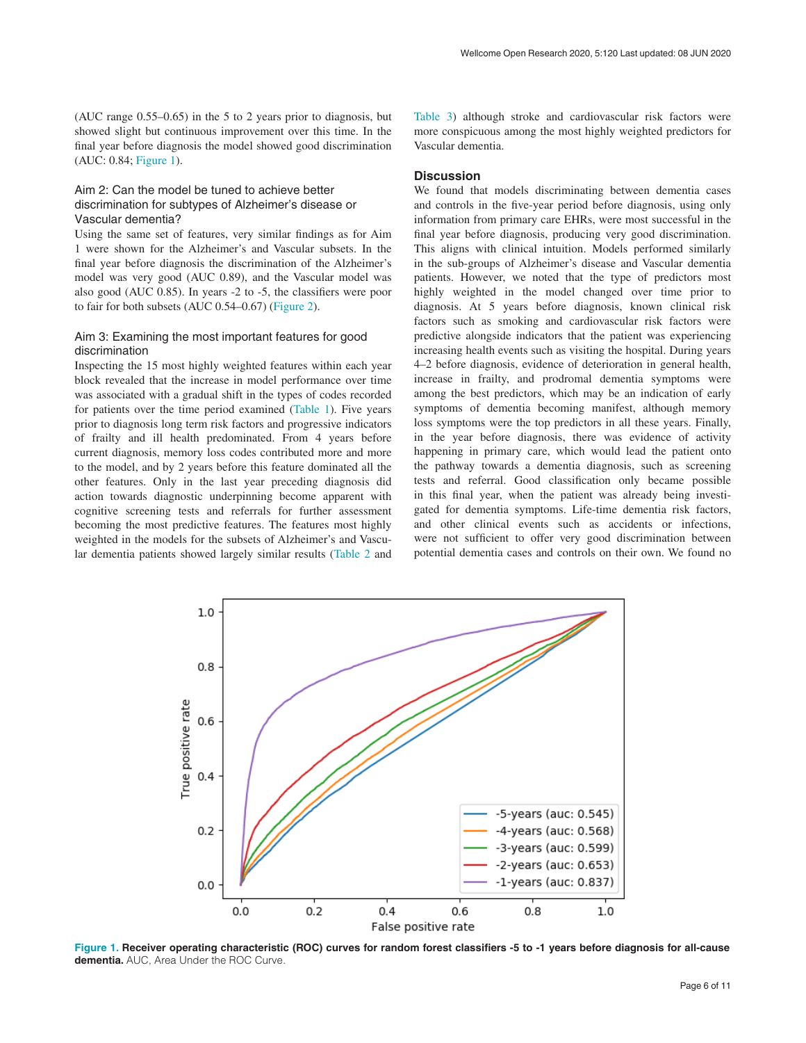(AUC range 0.55–0.65) in the 5 to 2 years prior to diagnosis, but showed slight but continuous improvement over this time. In the final year before diagnosis the model showed good discrimination (AUC: 0.84; Figure 1).

### Aim 2: Can the model be tuned to achieve better discrimination for subtypes of Alzheimer's disease or Vascular dementia?

Using the same set of features, very similar findings as for Aim 1 were shown for the Alzheimer's and Vascular subsets. In the final year before diagnosis the discrimination of the Alzheimer's model was very good (AUC 0.89), and the Vascular model was also good (AUC 0.85). In years -2 to -5, the classifiers were poor to fair for both subsets (AUC 0.54–0.67) (Figure 2).

### Aim 3: Examining the most important features for good discrimination

Inspecting the 15 most highly weighted features within each year block revealed that the increase in model performance over time was associated with a gradual shift in the types of codes recorded for patients over the time period examined (Table 1). Five years prior to diagnosis long term risk factors and progressive indicators of frailty and ill health predominated. From 4 years before current diagnosis, memory loss codes contributed more and more to the model, and by 2 years before this feature dominated all the other features. Only in the last year preceding diagnosis did action towards diagnostic underpinning become apparent with cognitive screening tests and referrals for further assessment becoming the most predictive features. The features most highly weighted in the models for the subsets of Alzheimer's and Vascular dementia patients showed largely similar results (Table 2 and Table 3) although stroke and cardiovascular risk factors were more conspicuous among the most highly weighted predictors for Vascular dementia.

## Discussion

We found that models discriminating between dementia cases and controls in the five-year period before diagnosis, using only information from primary care EHRs, were most successful in the final year before diagnosis, producing very good discrimination. This aligns with clinical intuition. Models performed similarly in the sub-groups of Alzheimer's disease and Vascular dementia patients. However, we noted that the type of predictors most highly weighted in the model changed over time prior to diagnosis. At 5 years before diagnosis, known clinical risk factors such as smoking and cardiovascular risk factors were predictive alongside indicators that the patient was experiencing increasing health events such as visiting the hospital. During years 4–2 before diagnosis, evidence of deterioration in general health, increase in frailty, and prodromal dementia symptoms were among the best predictors, which may be an indication of early symptoms of dementia becoming manifest, although memory loss symptoms were the top predictors in all these years. Finally, in the year before diagnosis, there was evidence of activity happening in primary care, which would lead the patient onto the pathway towards a dementia diagnosis, such as screening tests and referral. Good classification only became possible in this final year, when the patient was already being investigated for dementia symptoms. Life-time dementia risk factors, and other clinical events such as accidents or infections, were not sufficient to offer very good discrimination between potential dementia cases and controls on their own. We found no

**Figure 1. Receiver operating characteristic (ROC) curves for random forest classifiers -5 to -1 years before diagnosis for all-cause dementia.** AUC, Area Under the ROC Curve.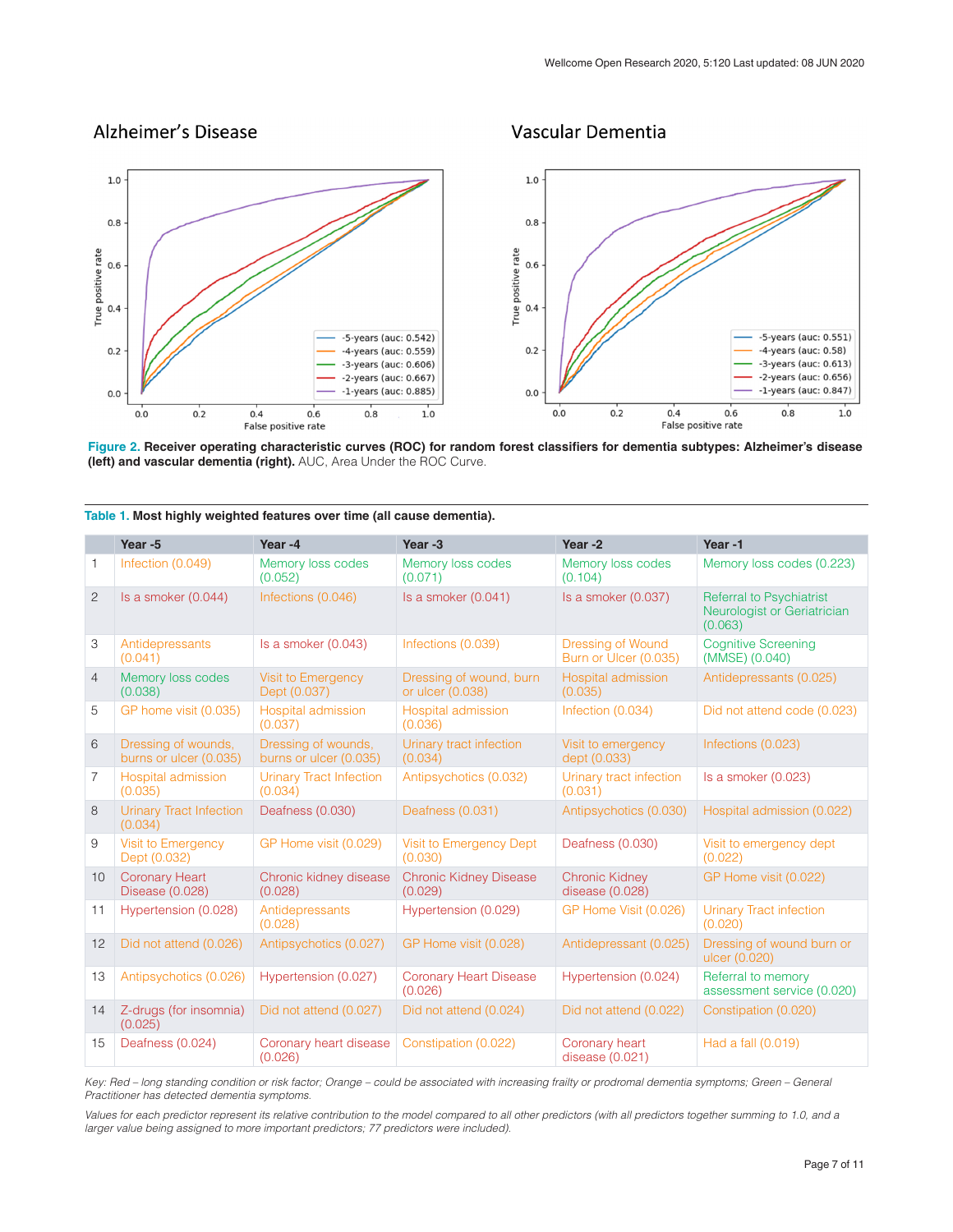**Figure 2. Receiver operating characteristic curves (ROC) for random forest classifiers for dementia subtypes: Alzheimer's disease (left) and vascular dementia (right).** AUC, Area Under the ROC Curve.

**Table 1. Most highly weighted features over time (all cause dementia).**

| | Year -5 | Year -4 | Year -3 | Year -2 | Year -1 |
|---|---|---|---|---|---|
| 1 | Infection (0.049) | Memory loss codes (0.052) | Memory loss codes (0.071) | Memory loss codes (0.104) | Memory loss codes (0.223) |
| 2 | Is a smoker (0.044) | Infections (0.046) | Is a smoker (0.041) | Is a smoker (0.037) | Referral to Psychiatrist Neurologist or Geriatrician (0.063) |
| 3 | Antidepressants (0.041) | Is a smoker (0.043) | Infections (0.039) | Dressing of Wound Burn or Ulcer (0.035) | Cognitive Screening (MMSE) (0.040) |
| 4 | Memory loss codes (0.038) | Visit to Emergency Dept (0.037) | Dressing of wound, burn or ulcer (0.038) | Hospital admission (0.035) | Antidepressants (0.025) |
| 5 | GP home visit (0.035) | Hospital admission (0.037) | Hospital admission (0.036) | Infection (0.034) | Did not attend code (0.023) |
| 6 | Dressing of wounds, burns or ulcer (0.035) | Dressing of wounds, burns or ulcer (0.035) | Urinary tract infection (0.034) | Visit to emergency dept (0.033) | Infections (0.023) |
| 7 | Hospital admission (0.035) | Urinary Tract Infection (0.034) | Antipsychotics (0.032) | Urinary tract infection (0.031) | Is a smoker (0.023) |
| 8 | Urinary Tract Infection (0.034) | Deafness (0.030) | Deafness (0.031) | Antipsychotics (0.030) | Hospital admission (0.022) |
| 9 | Visit to Emergency Dept (0.032) | GP Home visit (0.029) | Visit to Emergency Dept (0.030) | Deafness (0.030) | Visit to emergency dept (0.022) |
| 10 | Coronary Heart Disease (0.028) | Chronic kidney disease (0.028) | Chronic Kidney Disease (0.029) | Chronic Kidney disease (0.028) | GP Home visit (0.022) |
| 11 | Hypertension (0.028) | Antidepressants (0.028) | Hypertension (0.029) | GP Home Visit (0.026) | Urinary Tract infection (0.020) |
| 12 | Did not attend (0.026) | Antipsychotics (0.027) | GP Home visit (0.028) | Antidepressant (0.025) | Dressing of wound burn or ulcer (0.020) |
| 13 | Antipsychotics (0.026) | Hypertension (0.027) | Coronary Heart Disease (0.026) | Hypertension (0.024) | Referral to memory assessment service (0.020) |
| 14 | Z-drugs (for insomnia) (0.025) | Did not attend (0.027) | Did not attend (0.024) | Did not attend (0.022) | Constipation (0.020) |
| 15 | Deafness (0.024) | Coronary heart disease (0.026) | Constipation (0.022) | Coronary heart disease (0.021) | Had a fall (0.019) |

*Key: Red – long standing condition or risk factor; Orange – could be associated with increasing frailty or prodromal dementia symptoms; Green – General Practitioner has detected dementia symptoms.*

*Values for each predictor represent its relative contribution to the model compared to all other predictors (with all predictors together summing to 1.0, and a larger value being assigned to more important predictors; 77 predictors were included).*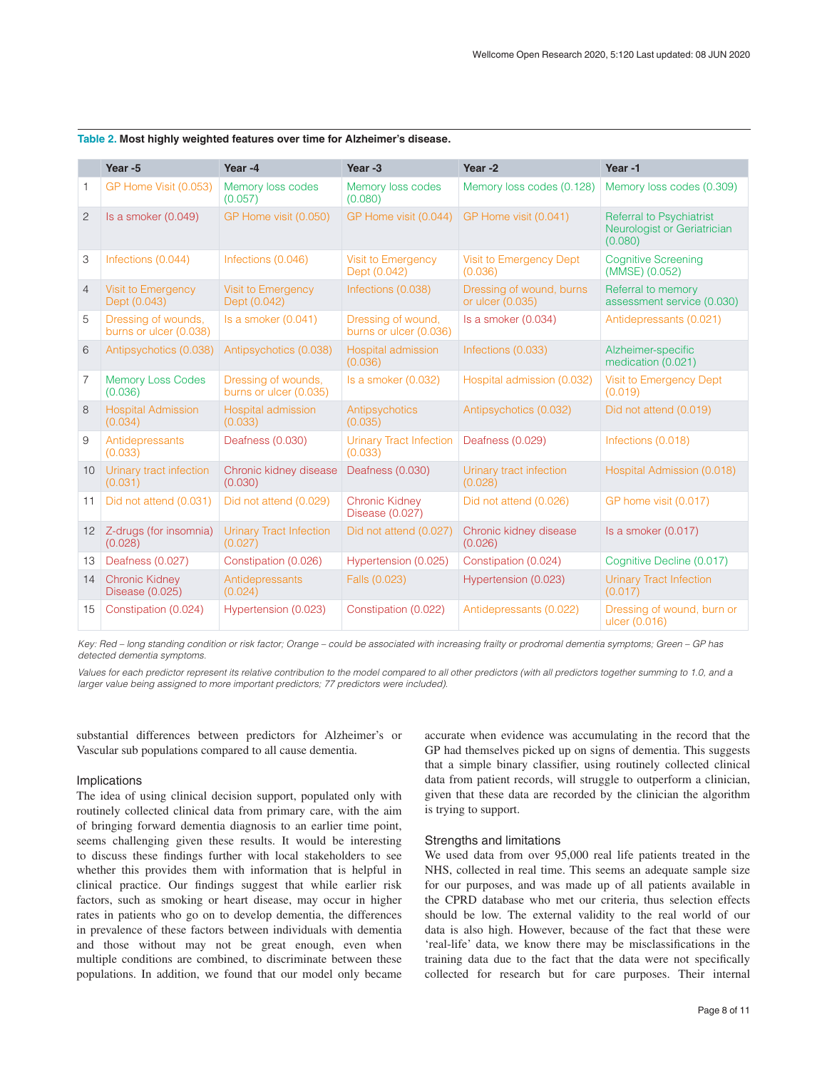**Table 2. Most highly weighted features over time for Alzheimer's disease.**

| | Year -5 | Year -4 | Year -3 | Year -2 | Year -1 |
|---|---|---|---|---|---|
| 1 | GP Home Visit (0.053) | Memory loss codes (0.057) | Memory loss codes (0.080) | Memory loss codes (0.128) | Memory loss codes (0.309) |
| 2 | Is a smoker (0.049) | GP Home visit (0.050) | GP Home visit (0.044) | GP Home visit (0.041) | Referral to Psychiatrist Neurologist or Geriatrician (0.080) |
| 3 | Infections (0.044) | Infections (0.046) | Visit to Emergency Dept (0.042) | Visit to Emergency Dept (0.036) | Cognitive Screening (MMSE) (0.052) |
| 4 | Visit to Emergency Dept (0.043) | Visit to Emergency Dept (0.042) | Infections (0.038) | Dressing of wound, burns or ulcer (0.035) | Referral to memory assessment service (0.030) |
| 5 | Dressing of wounds, burns or ulcer (0.038) | Is a smoker (0.041) | Dressing of wound, burns or ulcer (0.036) | Is a smoker (0.034) | Antidepressants (0.021) |
| 6 | Antipsychotics (0.038) | Antipsychotics (0.038) | Hospital admission (0.036) | Infections (0.033) | Alzheimer-specific medication (0.021) |
| 7 | Memory Loss Codes (0.036) | Dressing of wounds, burns or ulcer (0.035) | Is a smoker (0.032) | Hospital admission (0.032) | Visit to Emergency Dept (0.019) |
| 8 | Hospital Admission (0.034) | Hospital admission (0.033) | Antipsychotics (0.035) | Antipsychotics (0.032) | Did not attend (0.019) |
| 9 | Antidepressants (0.033) | Deafness (0.030) | Urinary Tract Infection (0.033) | Deafness (0.029) | Infections (0.018) |
| 10 | Urinary tract infection (0.031) | Chronic kidney disease (0.030) | Deafness (0.030) | Urinary tract infection (0.028) | Hospital Admission (0.018) |
| 11 | Did not attend (0.031) | Did not attend (0.029) | Chronic Kidney Disease (0.027) | Did not attend (0.026) | GP home visit (0.017) |
| 12 | Z-drugs (for insomnia) (0.028) | Urinary Tract Infection (0.027) | Did not attend (0.027) | Chronic kidney disease (0.026) | Is a smoker (0.017) |
| 13 | Deafness (0.027) | Constipation (0.026) | Hypertension (0.025) | Constipation (0.024) | Cognitive Decline (0.017) |
| 14 | Chronic Kidney Disease (0.025) | Antidepressants (0.024) | Falls (0.023) | Hypertension (0.023) | Urinary Tract Infection (0.017) |
| 15 | Constipation (0.024) | Hypertension (0.023) | Constipation (0.022) | Antidepressants (0.022) | Dressing of wound, burn or ulcer (0.016) |

*Key: Red – long standing condition or risk factor; Orange – could be associated with increasing frailty or prodromal dementia symptoms; Green – GP has detected dementia symptoms.*

*Values for each predictor represent its relative contribution to the model compared to all other predictors (with all predictors together summing to 1.0, and a larger value being assigned to more important predictors; 77 predictors were included).*

substantial differences between predictors for Alzheimer's or Vascular sub populations compared to all cause dementia.

### Implications

The idea of using clinical decision support, populated only with routinely collected clinical data from primary care, with the aim of bringing forward dementia diagnosis to an earlier time point, seems challenging given these results. It would be interesting to discuss these findings further with local stakeholders to see whether this provides them with information that is helpful in clinical practice. Our findings suggest that while earlier risk factors, such as smoking or heart disease, may occur in higher rates in patients who go on to develop dementia, the differences in prevalence of these factors between individuals with dementia and those without may not be great enough, even when multiple conditions are combined, to discriminate between these populations. In addition, we found that our model only became accurate when evidence was accumulating in the record that the GP had themselves picked up on signs of dementia. This suggests that a simple binary classifier, using routinely collected clinical data from patient records, will struggle to outperform a clinician, given that these data are recorded by the clinician the algorithm is trying to support.

### Strengths and limitations

We used data from over 95,000 real life patients treated in the NHS, collected in real time. This seems an adequate sample size for our purposes, and was made up of all patients available in the CPRD database who met our criteria, thus selection effects should be low. The external validity to the real world of our data is also high. However, because of the fact that these were 'real-life' data, we know there may be misclassifications in the training data due to the fact that the data were not specifically collected for research but for care purposes. Their internal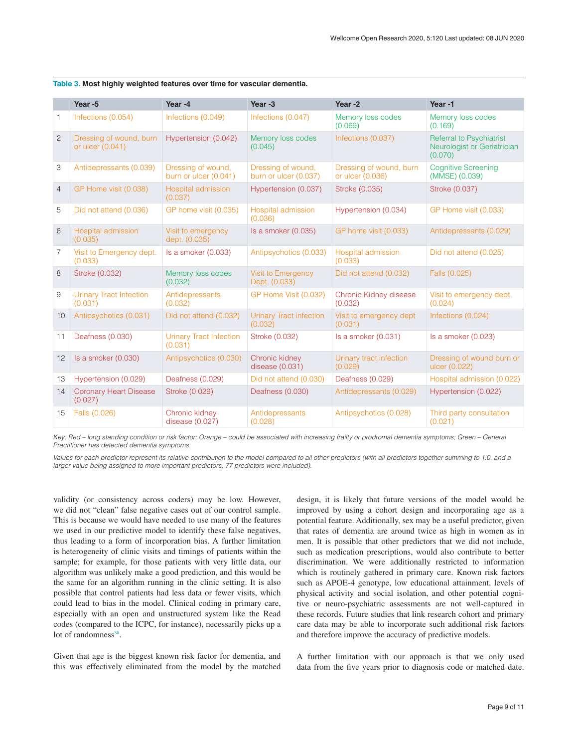**Table 3. Most highly weighted features over time for vascular dementia.**

| | Year -5 | Year -4 | Year -3 | Year -2 | Year -1 |
|---|---|---|---|---|---|
| 1 | Infections (0.054) | Infections (0.049) | Infections (0.047) | Memory loss codes (0.069) | Memory loss codes (0.169) |
| 2 | Dressing of wound, burn or ulcer (0.041) | Hypertension (0.042) | Memory loss codes (0.045) | Infections (0.037) | Referral to Psychiatrist Neurologist or Geriatrician (0.070) |
| 3 | Antidepressants (0.039) | Dressing of wound, burn or ulcer (0.041) | Dressing of wound, burn or ulcer (0.037) | Dressing of wound, burn or ulcer (0.036) | Cognitive Screening (MMSE) (0.039) |
| 4 | GP Home visit (0.038) | Hospital admission (0.037) | Hypertension (0.037) | Stroke (0.035) | Stroke (0.037) |
| 5 | Did not attend (0.036) | GP home visit (0.035) | Hospital admission (0.036) | Hypertension (0.034) | GP Home visit (0.033) |
| 6 | Hospital admission (0.035) | Visit to emergency dept. (0.035) | Is a smoker (0.035) | GP home visit (0.033) | Antidepressants (0.029) |
| 7 | Visit to Emergency dept. (0.033) | Is a smoker (0.033) | Antipsychotics (0.033) | Hospital admission (0.033) | Did not attend (0.025) |
| 8 | Stroke (0.032) | Memory loss codes (0.032) | Visit to Emergency Dept. (0.033) | Did not attend (0.032) | Falls (0.025) |
| 9 | Urinary Tract Infection (0.031) | Antidepressants (0.032) | GP Home Visit (0.032) | Chronic Kidney disease (0.032) | Visit to emergency dept. (0.024) |
| 10 | Antipsychotics (0.031) | Did not attend (0.032) | Urinary Tract infection (0.032) | Visit to emergency dept (0.031) | Infections (0.024) |
| 11 | Deafness (0.030) | Urinary Tract Infection (0.031) | Stroke (0.032) | Is a smoker (0.031) | Is a smoker (0.023) |
| 12 | Is a smoker (0.030) | Antipsychotics (0.030) | Chronic kidney disease (0.031) | Urinary tract infection (0.029) | Dressing of wound burn or ulcer (0.022) |
| 13 | Hypertension (0.029) | Deafness (0.029) | Did not attend (0.030) | Deafness (0.029) | Hospital admission (0.022) |
| 14 | Coronary Heart Disease (0.027) | Stroke (0.029) | Deafness (0.030) | Antidepressants (0.029) | Hypertension (0.022) |
| 15 | Falls (0.026) | Chronic kidney disease (0.027) | Antidepressants (0.028) | Antipsychotics (0.028) | Third party consultation (0.021) |

*Key: Red – long standing condition or risk factor; Orange – could be associated with increasing frailty or prodromal dementia symptoms; Green – General Practitioner has detected dementia symptoms.*

*Values for each predictor represent its relative contribution to the model compared to all other predictors (with all predictors together summing to 1.0, and a larger value being assigned to more important predictors; 77 predictors were included).*

validity (or consistency across coders) may be low. However, we did not "clean" false negative cases out of our control sample. This is because we would have needed to use many of the features we used in our predictive model to identify these false negatives, thus leading to a form of incorporation bias. A further limitation is heterogeneity of clinic visits and timings of patients within the sample; for example, for those patients with very little data, our algorithm was unlikely make a good prediction, and this would be the same for an algorithm running in the clinic setting. It is also possible that control patients had less data or fewer visits, which could lead to bias in the model. Clinical coding in primary care, especially with an open and unstructured system like the Read codes (compared to the ICPC, for instance), necessarily picks up a lot of randomness[38].

Given that age is the biggest known risk factor for dementia, and this was effectively eliminated from the model by the matched design, it is likely that future versions of the model would be improved by using a cohort design and incorporating age as a potential feature. Additionally, sex may be a useful predictor, given that rates of dementia are around twice as high in women as in men. It is possible that other predictors that we did not include, such as medication prescriptions, would also contribute to better discrimination. We were additionally restricted to information which is routinely gathered in primary care. Known risk factors such as APOE-4 genotype, low educational attainment, levels of physical activity and social isolation, and other potential cognitive or neuro-psychiatric assessments are not well-captured in these records. Future studies that link research cohort and primary care data may be able to incorporate such additional risk factors and therefore improve the accuracy of predictive models.

A further limitation with our approach is that we only used data from the five years prior to diagnosis code or matched date.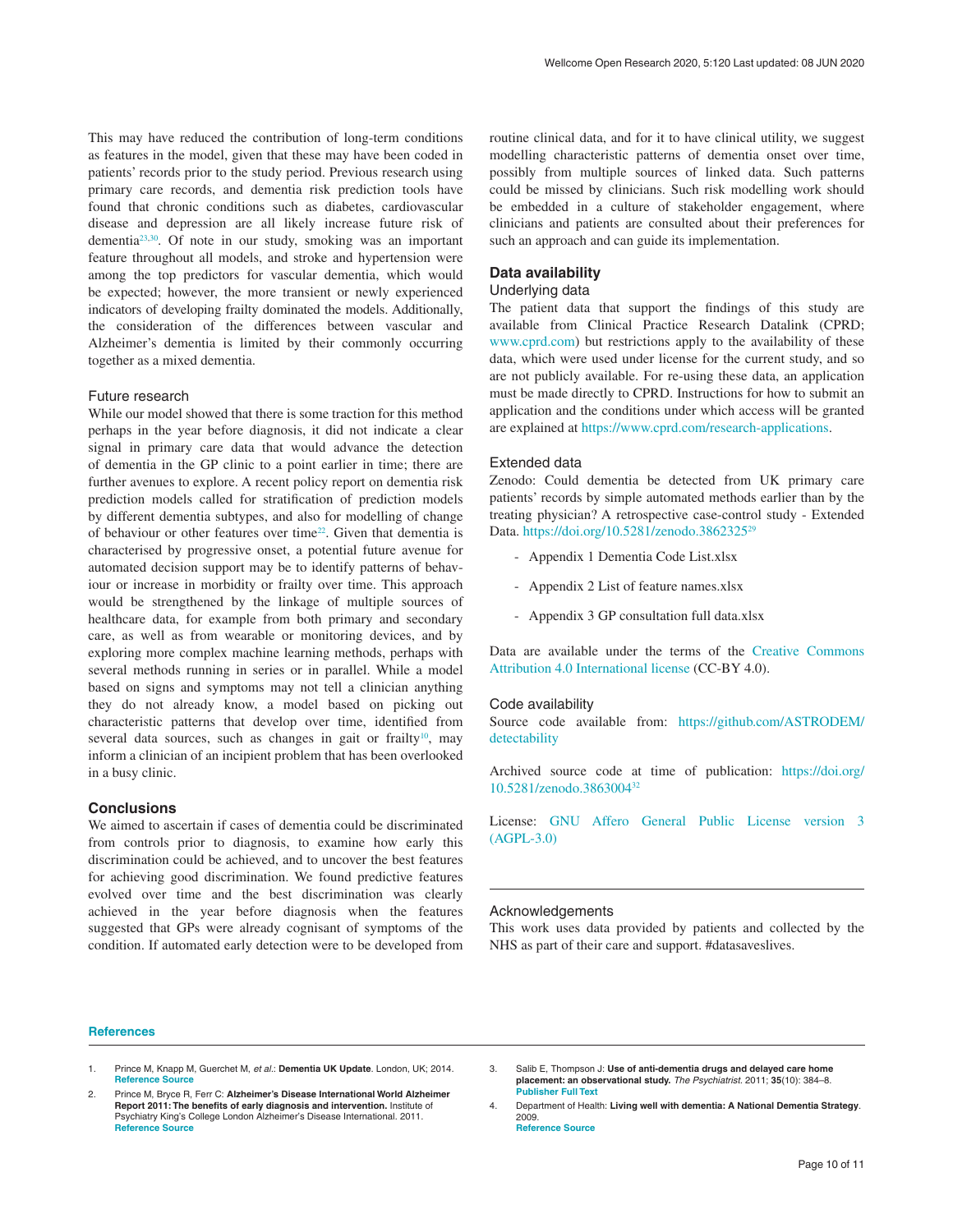This may have reduced the contribution of long-term conditions as features in the model, given that these may have been coded in patients' records prior to the study period. Previous research using primary care records, and dementia risk prediction tools have found that chronic conditions such as diabetes, cardiovascular disease and depression are all likely increase future risk of dementia[23,30]. Of note in our study, smoking was an important feature throughout all models, and stroke and hypertension were among the top predictors for vascular dementia, which would be expected; however, the more transient or newly experienced indicators of developing frailty dominated the models. Additionally, the consideration of the differences between vascular and Alzheimer's dementia is limited by their commonly occurring together as a mixed dementia.

### Future research

While our model showed that there is some traction for this method perhaps in the year before diagnosis, it did not indicate a clear signal in primary care data that would advance the detection of dementia in the GP clinic to a point earlier in time; there are further avenues to explore. A recent policy report on dementia risk prediction models called for stratification of prediction models by different dementia subtypes, and also for modelling of change of behaviour or other features over time[22]. Given that dementia is characterised by progressive onset, a potential future avenue for automated decision support may be to identify patterns of behaviour or increase in morbidity or frailty over time. This approach would be strengthened by the linkage of multiple sources of healthcare data, for example from both primary and secondary care, as well as from wearable or monitoring devices, and by exploring more complex machine learning methods, perhaps with several methods running in series or in parallel. While a model based on signs and symptoms may not tell a clinician anything they do not already know, a model based on picking out characteristic patterns that develop over time, identified from several data sources, such as changes in gait or frailty[10], may inform a clinician of an incipient problem that has been overlooked in a busy clinic.

## Conclusions

We aimed to ascertain if cases of dementia could be discriminated from controls prior to diagnosis, to examine how early this discrimination could be achieved, and to uncover the best features for achieving good discrimination. We found predictive features evolved over time and the best discrimination was clearly achieved in the year before diagnosis when the features suggested that GPs were already cognisant of symptoms of the condition. If automated early detection were to be developed from routine clinical data, and for it to have clinical utility, we suggest modelling characteristic patterns of dementia onset over time, possibly from multiple sources of linked data. Such patterns could be missed by clinicians. Such risk modelling work should be embedded in a culture of stakeholder engagement, where clinicians and patients are consulted about their preferences for such an approach and can guide its implementation.

## Data availability

### Underlying data

The patient data that support the findings of this study are available from Clinical Practice Research Datalink (CPRD; www.cprd.com) but restrictions apply to the availability of these data, which were used under license for the current study, and so are not publicly available. For re-using these data, an application must be made directly to CPRD. Instructions for how to submit an application and the conditions under which access will be granted are explained at https://www.cprd.com/research-applications.

### Extended data

Zenodo: Could dementia be detected from UK primary care patients' records by simple automated methods earlier than by the treating physician? A retrospective case-control study - Extended Data. https://doi.org/10.5281/zenodo.3862325[29]

- Appendix 1 Dementia Code List.xlsx
- Appendix 2 List of feature names.xlsx
- Appendix 3 GP consultation full data.xlsx

Data are available under the terms of the Creative Commons Attribution 4.0 International license (CC-BY 4.0).

### Code availability

Source code available from: https://github.com/ASTRODEM/detectability

Archived source code at time of publication: https://doi.org/10.5281/zenodo.3863004[32]

License: GNU Affero General Public License version 3 (AGPL-3.0)

### Acknowledgements

This work uses data provided by patients and collected by the NHS as part of their care and support. #datasaveslives.

## References

1. Prince M, Knapp M, Guerchet M, *et al.*: **Dementia UK Update**. London, UK; 2014. **Reference Source**
2. Prince M, Bryce R, Ferr C: **Alzheimer's Disease International World Alzheimer Report 2011: The benefits of early diagnosis and intervention.** Institute of Psychiatry King's College London Alzheimer's Disease International. 2011. **Reference Source**
3. Salib E, Thompson J: **Use of anti-dementia drugs and delayed care home placement: an observational study.** *The Psychiatrist.* 2011; **35**(10): 384–8. **Publisher Full Text**
4. Department of Health: **Living well with dementia: A National Dementia Strategy**. 2009. **Reference Source**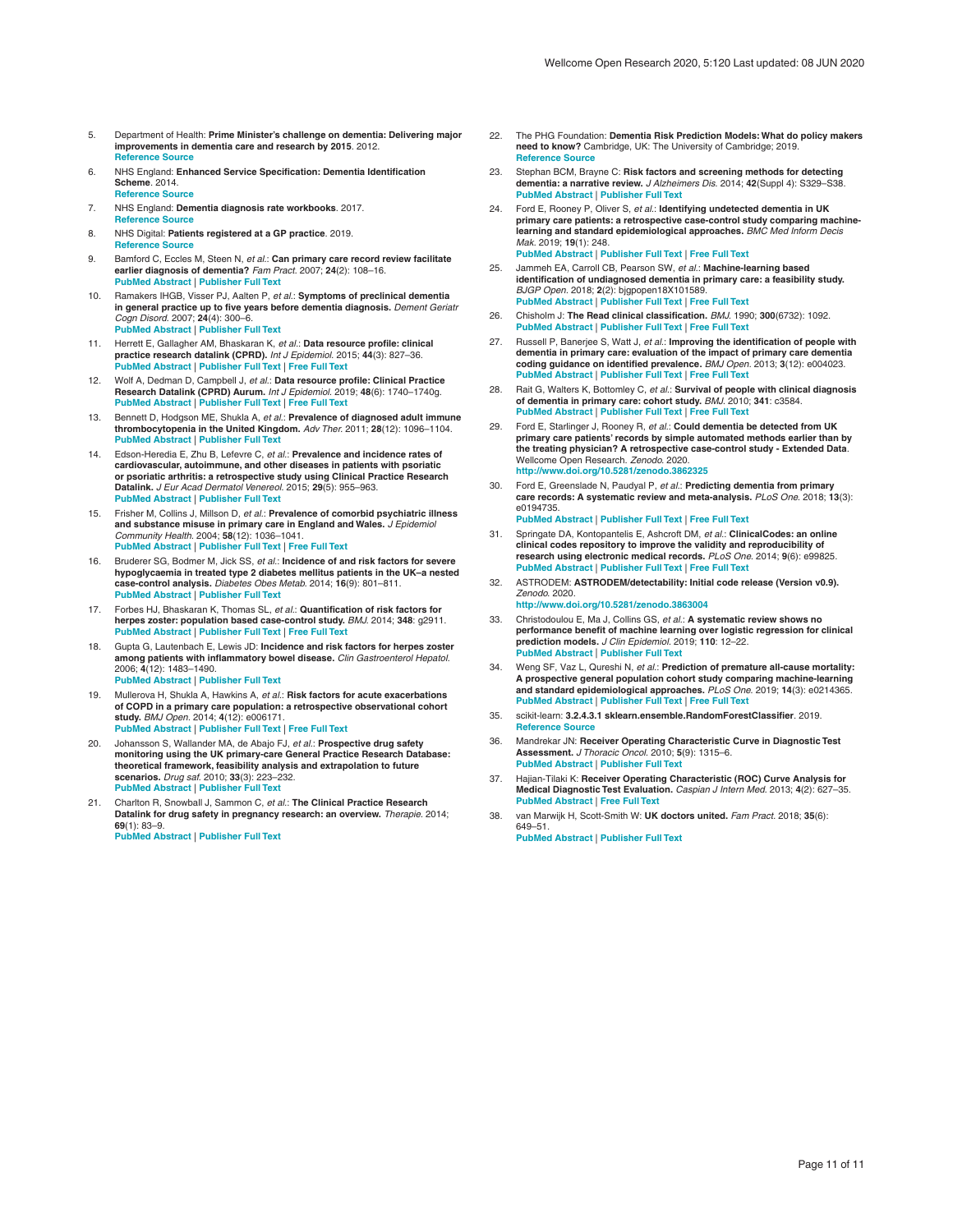5. Department of Health: **Prime Minister's challenge on dementia: Delivering major improvements in dementia care and research by 2015**. 2012.
Reference Source

6. NHS England: **Enhanced Service Specification: Dementia Identification Scheme**. 2014.
Reference Source

7. NHS England: **Dementia diagnosis rate workbooks**. 2017.
Reference Source

8. NHS Digital: **Patients registered at a GP practice**. 2019.
Reference Source

9. Bamford C, Eccles M, Steen N, *et al.*: **Can primary care record review facilitate earlier diagnosis of dementia?** *Fam Pract.* 2007; **24**(2): 108–16.
PubMed Abstract | Publisher Full Text

10. Ramakers IHGB, Visser PJ, Aalten P, *et al.*: **Symptoms of preclinical dementia in general practice up to five years before dementia diagnosis.** *Dement Geriatr Cogn Disord.* 2007; **24**(4): 300–6.
PubMed Abstract | Publisher Full Text

11. Herrett E, Gallagher AM, Bhaskaran K, *et al.*: **Data resource profile: clinical practice research datalink (CPRD).** *Int J Epidemiol.* 2015; **44**(3): 827–36.
PubMed Abstract | Publisher Full Text | Free Full Text

12. Wolf A, Dedman D, Campbell J, *et al.*: **Data resource profile: Clinical Practice Research Datalink (CPRD) Aurum.** *Int J Epidemiol.* 2019; **48**(6): 1740–1740g.
PubMed Abstract | Publisher Full Text | Free Full Text

13. Bennett D, Hodgson ME, Shukla A, *et al.*: **Prevalence of diagnosed adult immune thrombocytopenia in the United Kingdom.** *Adv Ther.* 2011; **28**(12): 1096–1104.
PubMed Abstract | Publisher Full Text

14. Edson-Heredia E, Zhu B, Lefevre C, *et al.*: **Prevalence and incidence rates of cardiovascular, autoimmune, and other diseases in patients with psoriatic or psoriatic arthritis: a retrospective study using Clinical Practice Research Datalink.** *J Eur Acad Dermatol Venereol.* 2015; **29**(5): 955–963.
PubMed Abstract | Publisher Full Text

15. Frisher M, Collins J, Millson D, *et al.*: **Prevalence of comorbid psychiatric illness and substance misuse in primary care in England and Wales.** *J Epidemiol Community Health.* 2004; **58**(12): 1036–1041.
PubMed Abstract | Publisher Full Text | Free Full Text

16. Bruderer SG, Bodmer M, Jick SS, *et al.*: **Incidence of and risk factors for severe hypoglycaemia in treated type 2 diabetes mellitus patients in the UK–a nested case-control analysis.** *Diabetes Obes Metab.* 2014; **16**(9): 801–811.
PubMed Abstract | Publisher Full Text

17. Forbes HJ, Bhaskaran K, Thomas SL, *et al.*: **Quantification of risk factors for herpes zoster: population based case-control study.** *BMJ.* 2014; **348**: g2911.
PubMed Abstract | Publisher Full Text | Free Full Text

18. Gupta G, Lautenbach E, Lewis JD: **Incidence and risk factors for herpes zoster among patients with inflammatory bowel disease.** *Clin Gastroenterol Hepatol.* 2006; **4**(12): 1483–1490.
PubMed Abstract | Publisher Full Text

19. Mullerova H, Shukla A, Hawkins A, *et al.*: **Risk factors for acute exacerbations of COPD in a primary care population: a retrospective observational cohort study.** *BMJ Open.* 2014; **4**(12): e006171.
PubMed Abstract | Publisher Full Text | Free Full Text

20. Johansson S, Wallander MA, de Abajo FJ, *et al.*: **Prospective drug safety monitoring using the UK primary-care General Practice Research Database: theoretical framework, feasibility analysis and extrapolation to future scenarios.** *Drug saf.* 2010; **33**(3): 223–232.
PubMed Abstract | Publisher Full Text

21. Charlton R, Snowball J, Sammon C, *et al.*: **The Clinical Practice Research Datalink for drug safety in pregnancy research: an overview.** *Therapie.* 2014; **69**(1): 83–9.
PubMed Abstract | Publisher Full Text

22. The PHG Foundation: **Dementia Risk Prediction Models: What do policy makers need to know?** Cambridge, UK: The University of Cambridge; 2019.
Reference Source

23. Stephan BCM, Brayne C: **Risk factors and screening methods for detecting dementia: a narrative review.** *J Alzheimers Dis.* 2014; **42**(Suppl 4): S329–S38.
PubMed Abstract | Publisher Full Text

24. Ford E, Rooney P, Oliver S, *et al.*: **Identifying undetected dementia in UK primary care patients: a retrospective case-control study comparing machine-learning and standard epidemiological approaches.** *BMC Med Inform Decis Mak.* 2019; **19**(1): 248.
PubMed Abstract | Publisher Full Text | Free Full Text

25. Jammeh EA, Carroll CB, Pearson SW, *et al.*: **Machine-learning based identification of undiagnosed dementia in primary care: a feasibility study.** *BJGP Open.* 2018; **2**(2): bjgpopen18X101589.
PubMed Abstract | Publisher Full Text | Free Full Text

26. Chisholm J: **The Read clinical classification.** *BMJ.* 1990; **300**(6732): 1092.
PubMed Abstract | Publisher Full Text | Free Full Text

27. Russell P, Banerjee S, Watt J, *et al.*: **Improving the identification of people with dementia in primary care: evaluation of the impact of primary care dementia coding guidance on identified prevalence.** *BMJ Open.* 2013; **3**(12): e004023.
PubMed Abstract | Publisher Full Text | Free Full Text

28. Rait G, Walters K, Bottomley C, *et al.*: **Survival of people with clinical diagnosis of dementia in primary care: cohort study.** *BMJ.* 2010; **341**: c3584.
PubMed Abstract | Publisher Full Text | Free Full Text

29. Ford E, Starlinger J, Rooney R, *et al.*: **Could dementia be detected from UK primary care patients' records by simple automated methods earlier than by the treating physician? A retrospective case-control study - Extended Data**. Wellcome Open Research. *Zenodo.* 2020.
http://www.doi.org/10.5281/zenodo.3862325

30. Ford E, Greenslade N, Paudyal P, *et al.*: **Predicting dementia from primary care records: A systematic review and meta-analysis.** *PLoS One.* 2018; **13**(3): e0194735.
PubMed Abstract | Publisher Full Text | Free Full Text

31. Springate DA, Kontopantelis E, Ashcroft DM, *et al.*: **ClinicalCodes: an online clinical codes repository to improve the validity and reproducibility of research using electronic medical records.** *PLoS One.* 2014; **9**(6): e99825.
PubMed Abstract | Publisher Full Text | Free Full Text

32. ASTRODEM: **ASTRODEM/detectability: Initial code release (Version v0.9).** *Zenodo.* 2020.
http://www.doi.org/10.5281/zenodo.3863004

33. Christodoulou E, Ma J, Collins GS, *et al.*: **A systematic review shows no performance benefit of machine learning over logistic regression for clinical prediction models.** *J Clin Epidemiol.* 2019; **110**: 12–22.
PubMed Abstract | Publisher Full Text

34. Weng SF, Vaz L, Qureshi N, *et al.*: **Prediction of premature all-cause mortality: A prospective general population cohort study comparing machine-learning and standard epidemiological approaches.** *PLoS One.* 2019; **14**(3): e0214365.
PubMed Abstract | Publisher Full Text | Free Full Text

35. scikit-learn: **3.2.4.3.1 sklearn.ensemble.RandomForestClassifier**. 2019.
Reference Source

36. Mandrekar JN: **Receiver Operating Characteristic Curve in Diagnostic Test Assessment.** *J Thoracic Oncol.* 2010; **5**(9): 1315–6.
PubMed Abstract | Publisher Full Text

37. Hajian-Tilaki K: **Receiver Operating Characteristic (ROC) Curve Analysis for Medical Diagnostic Test Evaluation.** *Caspian J Intern Med.* 2013; **4**(2): 627–35.
PubMed Abstract | Free Full Text

38. van Marwijk H, Scott-Smith W: **UK doctors united.** *Fam Pract.* 2018; **35**(6): 649–51.
PubMed Abstract | Publisher Full Text